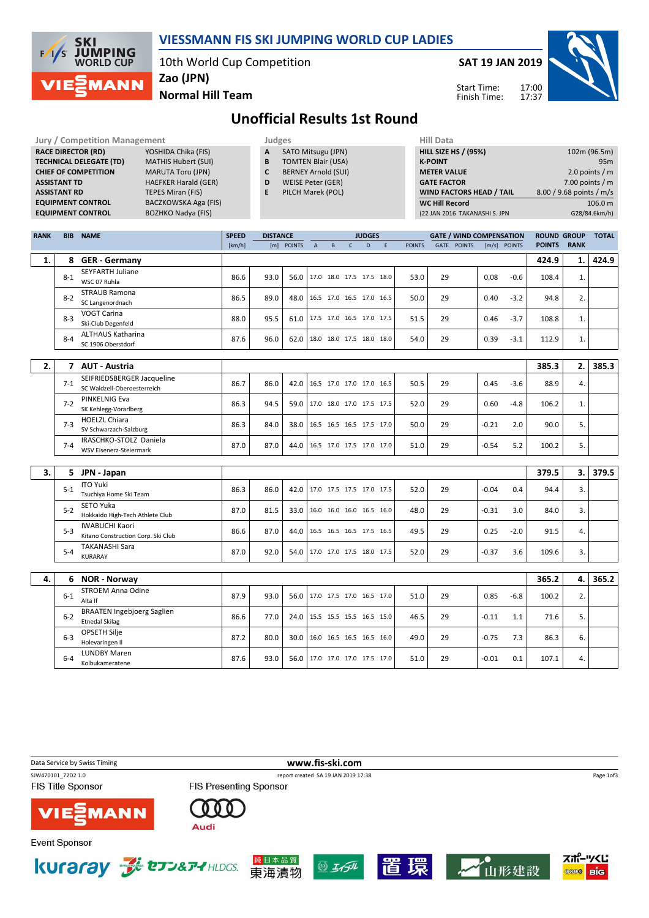# VIESSMANN FIS SKI JUMPING WORLD CUP LADIES

10th World Cup Competition
Zao (JPN)
Normal Hill Team

SAT 19 JAN 2019

Start Time: 17:00
Finish Time: 17:37

## Unofficial Results 1st Round

| Jury / Competition Management | |
|---|---|
| RACE DIRECTOR (RD) | YOSHIDA Chika (FIS) |
| TECHNICAL DELEGATE (TD) | MATHIS Hubert (SUI) |
| CHIEF OF COMPETITION | MARUTA Toru (JPN) |
| ASSISTANT TD | HAEFKER Harald (GER) |
| ASSISTANT RD | TEPES Miran (FIS) |
| EQUIPMENT CONTROL | BACZKOWSKA Aga (FIS) |
| EQUIPMENT CONTROL | BOZHKO Nadya (FIS) |

| Judges | |
|---|---|
| A | SATO Mitsugu (JPN) |
| B | TOMTEN Blair (USA) |
| C | BERNEY Arnold (SUI) |
| D | WEISE Peter (GER) |
| E | PILCH Marek (POL) |

| Hill Data | |
|---|---|
| HILL SIZE HS / (95%) | 102m (96.5m) |
| K-POINT | 95m |
| METER VALUE | 2.0 points / m |
| GATE FACTOR | 7.00 points / m |
| WIND FACTORS HEAD / TAIL | 8.00 / 9.68 points / m/s |
| WC Hill Record | 106.0 m |
| (22 JAN 2016 TAKANASHI S. JPN | G28/84.6km/h) |

| RANK | BIB | NAME | SPEED [km/h] | DISTANCE [m] | DISTANCE POINTS | A | B | C | D | E | JUDGES POINTS | GATE | GATE POINTS | WIND [m/s] | WIND POINTS | ROUND POINTS | GROUP RANK | TOTAL |
|---|---|---|---|---|---|---|---|---|---|---|---|---|---|---|---|---|---|---|
| 1. | 8 | GER - Germany | | | | | | | | | | | | | | 424.9 | 1. | 424.9 |
| | 8-1 | SEYFARTH Juliane<br>WSC 07 Ruhla | 86.6 | 93.0 | 56.0 | 17.0 | 18.0 | 17.5 | 17.5 | 18.0 | 53.0 | 29 | | 0.08 | -0.6 | 108.4 | 1. | |
| | 8-2 | STRAUB Ramona<br>SC Langenordnach | 86.5 | 89.0 | 48.0 | 16.5 | 17.0 | 16.5 | 17.0 | 16.5 | 50.0 | 29 | | 0.40 | -3.2 | 94.8 | 2. | |
| | 8-3 | VOGT Carina<br>Ski-Club Degenfeld | 88.0 | 95.5 | 61.0 | 17.5 | 17.0 | 16.5 | 17.0 | 17.5 | 51.5 | 29 | | 0.46 | -3.7 | 108.8 | 1. | |
| | 8-4 | ALTHAUS Katharina<br>SC 1906 Oberstdorf | 87.6 | 96.0 | 62.0 | 18.0 | 18.0 | 17.5 | 18.0 | 18.0 | 54.0 | 29 | | 0.39 | -3.1 | 112.9 | 1. | |
| 2. | 7 | AUT - Austria | | | | | | | | | | | | | | 385.3 | 2. | 385.3 |
| | 7-1 | SEIFRIEDSBERGER Jacqueline<br>SC Waldzell-Oberoesterreich | 86.7 | 86.0 | 42.0 | 16.5 | 17.0 | 17.0 | 17.0 | 16.5 | 50.5 | 29 | | 0.45 | -3.6 | 88.9 | 4. | |
| | 7-2 | PINKELNIG Eva<br>SK Kehlegg-Vorarlberg | 86.3 | 94.5 | 59.0 | 17.0 | 18.0 | 17.0 | 17.5 | 17.5 | 52.0 | 29 | | 0.60 | -4.8 | 106.2 | 1. | |
| | 7-3 | HOELZL Chiara<br>SV Schwarzach-Salzburg | 86.3 | 84.0 | 38.0 | 16.5 | 16.5 | 16.5 | 17.5 | 17.0 | 50.0 | 29 | | -0.21 | 2.0 | 90.0 | 5. | |
| | 7-4 | IRASCHKO-STOLZ Daniela<br>WSV Eisenerz-Steiermark | 87.0 | 87.0 | 44.0 | 16.5 | 17.0 | 17.5 | 17.0 | 17.0 | 51.0 | 29 | | -0.54 | 5.2 | 100.2 | 5. | |
| 3. | 5 | JPN - Japan | | | | | | | | | | | | | | 379.5 | 3. | 379.5 |
| | 5-1 | ITO Yuki<br>Tsuchiya Home Ski Team | 86.3 | 86.0 | 42.0 | 17.0 | 17.5 | 17.5 | 17.0 | 17.5 | 52.0 | 29 | | -0.04 | 0.4 | 94.4 | 3. | |
| | 5-2 | SETO Yuka<br>Hokkaido High-Tech Athlete Club | 87.0 | 81.5 | 33.0 | 16.0 | 16.0 | 16.0 | 16.5 | 16.0 | 48.0 | 29 | | -0.31 | 3.0 | 84.0 | 3. | |
| | 5-3 | IWABUCHI Kaori<br>Kitano Construction Corp. Ski Club | 86.6 | 87.0 | 44.0 | 16.5 | 16.5 | 16.5 | 17.5 | 16.5 | 49.5 | 29 | | 0.25 | -2.0 | 91.5 | 4. | |
| | 5-4 | TAKANASHI Sara<br>KURARAY | 87.0 | 92.0 | 54.0 | 17.0 | 17.0 | 17.5 | 18.0 | 17.5 | 52.0 | 29 | | -0.37 | 3.6 | 109.6 | 3. | |
| 4. | 6 | NOR - Norway | | | | | | | | | | | | | | 365.2 | 4. | 365.2 |
| | 6-1 | STROEM Anna Odine<br>Alta If | 87.9 | 93.0 | 56.0 | 17.0 | 17.5 | 17.0 | 16.5 | 17.0 | 51.0 | 29 | | 0.85 | -6.8 | 100.2 | 2. | |
| | 6-2 | BRAATEN Ingebjoerg Saglien<br>Etnedal Skilag | 86.6 | 77.0 | 24.0 | 15.5 | 15.5 | 15.5 | 16.5 | 15.0 | 46.5 | 29 | | -0.11 | 1.1 | 71.6 | 5. | |
| | 6-3 | OPSETH Silje<br>Holevaringen Il | 87.2 | 80.0 | 30.0 | 16.0 | 16.5 | 16.5 | 16.5 | 16.0 | 49.0 | 29 | | -0.75 | 7.3 | 86.3 | 6. | |
| | 6-4 | LUNDBY Maren<br>Kolbukameratene | 87.6 | 93.0 | 56.0 | 17.0 | 17.0 | 17.0 | 17.5 | 17.0 | 51.0 | 29 | | -0.01 | 0.1 | 107.1 | 4. | |

Data Service by Swiss Timing — www.fis-ski.com
SJW470101_72D2 1.0 — report created SA 19 JAN 2019 17:38

FIS Title Sponsor: VIESSMANN
FIS Presenting Sponsor: Audi
Event Sponsor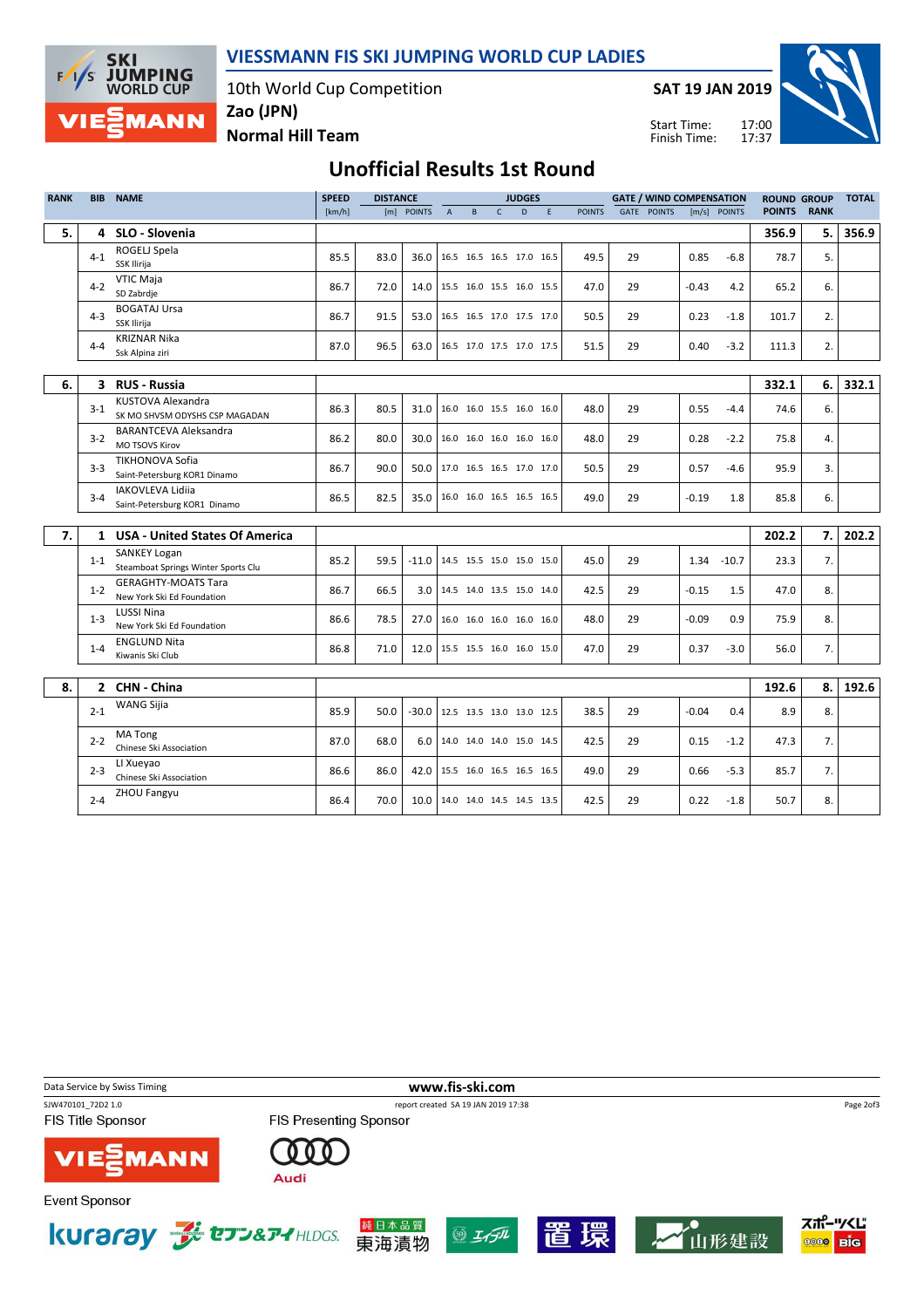# VIESSMANN FIS SKI JUMPING WORLD CUP LADIES

10th World Cup Competition
Zao (JPN)
Normal Hill Team

SAT 19 JAN 2019
Start Time: 17:00
Finish Time: 17:37

## Unofficial Results 1st Round

| RANK | BIB | NAME | SPEED [km/h] | DISTANCE [m] | DISTANCE POINTS | JUDGES A | B | C | D | E | JUDGES POINTS | GATE | GATE POINTS | WIND [m/s] | WIND POINTS | ROUND POINTS | GROUP RANK | TOTAL |
|---|---|---|---|---|---|---|---|---|---|---|---|---|---|---|---|---|---|---|
| 5. | 4 | SLO - Slovenia | | | | | | | | | | | | | | 356.9 | 5. | 356.9 |
| | 4-1 | ROGELJ Spela<br>SSK Ilirija | 85.5 | 83.0 | 36.0 | 16.5 | 16.5 | 16.5 | 17.0 | 16.5 | 49.5 | 29 | | 0.85 | -6.8 | 78.7 | 5. | |
| | 4-2 | VTIC Maja<br>SD Zabrdje | 86.7 | 72.0 | 14.0 | 15.5 | 16.0 | 15.5 | 16.0 | 15.5 | 47.0 | 29 | | -0.43 | 4.2 | 65.2 | 6. | |
| | 4-3 | BOGATAJ Ursa<br>SSK Ilirija | 86.7 | 91.5 | 53.0 | 16.5 | 16.5 | 17.0 | 17.5 | 17.0 | 50.5 | 29 | | 0.23 | -1.8 | 101.7 | 2. | |
| | 4-4 | KRIZNAR Nika<br>Ssk Alpina ziri | 87.0 | 96.5 | 63.0 | 16.5 | 17.0 | 17.5 | 17.0 | 17.5 | 51.5 | 29 | | 0.40 | -3.2 | 111.3 | 2. | |
| 6. | 3 | RUS - Russia | | | | | | | | | | | | | | 332.1 | 6. | 332.1 |
| | 3-1 | KUSTOVA Alexandra<br>SK MO SHVSM ODYSHS CSP MAGADAN | 86.3 | 80.5 | 31.0 | 16.0 | 16.0 | 15.5 | 16.0 | 16.0 | 48.0 | 29 | | 0.55 | -4.4 | 74.6 | 6. | |
| | 3-2 | BARANTCEVA Aleksandra<br>MO TSOVS Kirov | 86.2 | 80.0 | 30.0 | 16.0 | 16.0 | 16.0 | 16.0 | 16.0 | 48.0 | 29 | | 0.28 | -2.2 | 75.8 | 4. | |
| | 3-3 | TIKHONOVA Sofia<br>Saint-Petersburg KOR1 Dinamo | 86.7 | 90.0 | 50.0 | 17.0 | 16.5 | 16.5 | 17.0 | 17.0 | 50.5 | 29 | | 0.57 | -4.6 | 95.9 | 3. | |
| | 3-4 | IAKOVLEVA Lidiia<br>Saint-Petersburg KOR1 Dinamo | 86.5 | 82.5 | 35.0 | 16.0 | 16.0 | 16.5 | 16.5 | 16.5 | 49.0 | 29 | | -0.19 | 1.8 | 85.8 | 6. | |
| 7. | 1 | USA - United States Of America | | | | | | | | | | | | | | 202.2 | 7. | 202.2 |
| | 1-1 | SANKEY Logan<br>Steamboat Springs Winter Sports Clu | 85.2 | 59.5 | -11.0 | 14.5 | 15.5 | 15.0 | 15.0 | 15.0 | 45.0 | 29 | | 1.34 | -10.7 | 23.3 | 7. | |
| | 1-2 | GERAGHTY-MOATS Tara<br>New York Ski Ed Foundation | 86.7 | 66.5 | 3.0 | 14.5 | 14.0 | 13.5 | 15.0 | 14.0 | 42.5 | 29 | | -0.15 | 1.5 | 47.0 | 8. | |
| | 1-3 | LUSSI Nina<br>New York Ski Ed Foundation | 86.6 | 78.5 | 27.0 | 16.0 | 16.0 | 16.0 | 16.0 | 16.0 | 48.0 | 29 | | -0.09 | 0.9 | 75.9 | 8. | |
| | 1-4 | ENGLUND Nita<br>Kiwanis Ski Club | 86.8 | 71.0 | 12.0 | 15.5 | 15.5 | 16.0 | 16.0 | 15.0 | 47.0 | 29 | | 0.37 | -3.0 | 56.0 | 7. | |
| 8. | 2 | CHN - China | | | | | | | | | | | | | | 192.6 | 8. | 192.6 |
| | 2-1 | WANG Sijia | 85.9 | 50.0 | -30.0 | 12.5 | 13.5 | 13.0 | 13.0 | 12.5 | 38.5 | 29 | | -0.04 | 0.4 | 8.9 | 8. | |
| | 2-2 | MA Tong<br>Chinese Ski Association | 87.0 | 68.0 | 6.0 | 14.0 | 14.0 | 14.0 | 15.0 | 14.5 | 42.5 | 29 | | 0.15 | -1.2 | 47.3 | 7. | |
| | 2-3 | LI Xueyao<br>Chinese Ski Association | 86.6 | 86.0 | 42.0 | 15.5 | 16.0 | 16.5 | 16.5 | 16.5 | 49.0 | 29 | | 0.66 | -5.3 | 85.7 | 7. | |
| | 2-4 | ZHOU Fangyu | 86.4 | 70.0 | 10.0 | 14.0 | 14.0 | 14.5 | 14.5 | 13.5 | 42.5 | 29 | | 0.22 | -1.8 | 50.7 | 8. | |

Data Service by Swiss Timing — www.fis-ski.com
SJW470101_72D2 1.0 — report created SA 19 JAN 2019 17:38

FIS Title Sponsor: VIESSMANN
FIS Presenting Sponsor: Audi
Event Sponsor: kuraray, セブン&アイHLDGS., 純日本品質 東海漬物, エイブル, 置賜, 山形建設, スポーツくじ BIG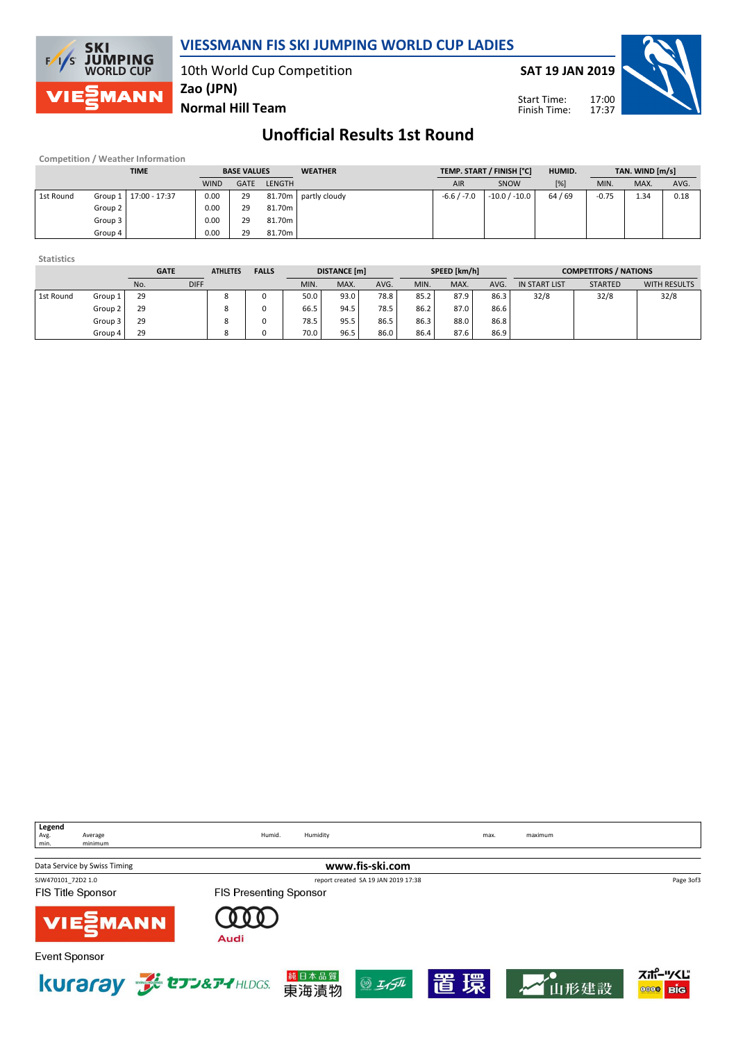# VIESSMANN FIS SKI JUMPING WORLD CUP LADIES

10th World Cup Competition
**Zao (JPN)**
**Normal Hill Team**

**SAT 19 JAN 2019**

Start Time: 17:00
Finish Time: 17:37

## Unofficial Results 1st Round

Competition / Weather Information

| | | TIME | BASE VALUES | | | WEATHER | TEMP. START / FINISH [°C] | | HUMID. | TAN. WIND [m/s] | | |
|---|---|---|---|---|---|---|---|---|---|---|---|---|
| | | | WIND | GATE | LENGTH | | AIR | SNOW | [%] | MIN. | MAX. | AVG. |
| 1st Round | Group 1 | 17:00 - 17:37 | 0.00 | 29 | 81.70m | partly cloudy | -6.6 / -7.0 | -10.0 / -10.0 | 64 / 69 | -0.75 | 1.34 | 0.18 |
| | Group 2 | | 0.00 | 29 | 81.70m | | | | | | | |
| | Group 3 | | 0.00 | 29 | 81.70m | | | | | | | |
| | Group 4 | | 0.00 | 29 | 81.70m | | | | | | | |

Statistics

| | | GATE | | ATHLETES | FALLS | DISTANCE [m] | | | SPEED [km/h] | | | COMPETITORS / NATIONS | | |
|---|---|---|---|---|---|---|---|---|---|---|---|---|---|---|
| | | No. | DIFF | | | MIN. | MAX. | AVG. | MIN. | MAX. | AVG. | IN START LIST | STARTED | WITH RESULTS |
| 1st Round | Group 1 | 29 | | 8 | 0 | 50.0 | 93.0 | 78.8 | 85.2 | 87.9 | 86.3 | 32/8 | 32/8 | 32/8 |
| | Group 2 | 29 | | 8 | 0 | 66.5 | 94.5 | 78.5 | 86.2 | 87.0 | 86.6 | | | |
| | Group 3 | 29 | | 8 | 0 | 78.5 | 95.5 | 86.5 | 86.3 | 88.0 | 86.8 | | | |
| | Group 4 | 29 | | 8 | 0 | 70.0 | 96.5 | 86.0 | 86.4 | 87.6 | 86.9 | | | |

**Legend**

| | | | | | |
|---|---|---|---|---|---|
| Avg. | Average | Humid. | Humidity | max. | maximum |
| min. | minimum | | | | |

Data Service by Swiss Timing

www.fis-ski.com

SJW470101_72D2 1.0 report created SA 19 JAN 2019 17:38

FIS Title Sponsor

FIS Presenting Sponsor

Event Sponsor